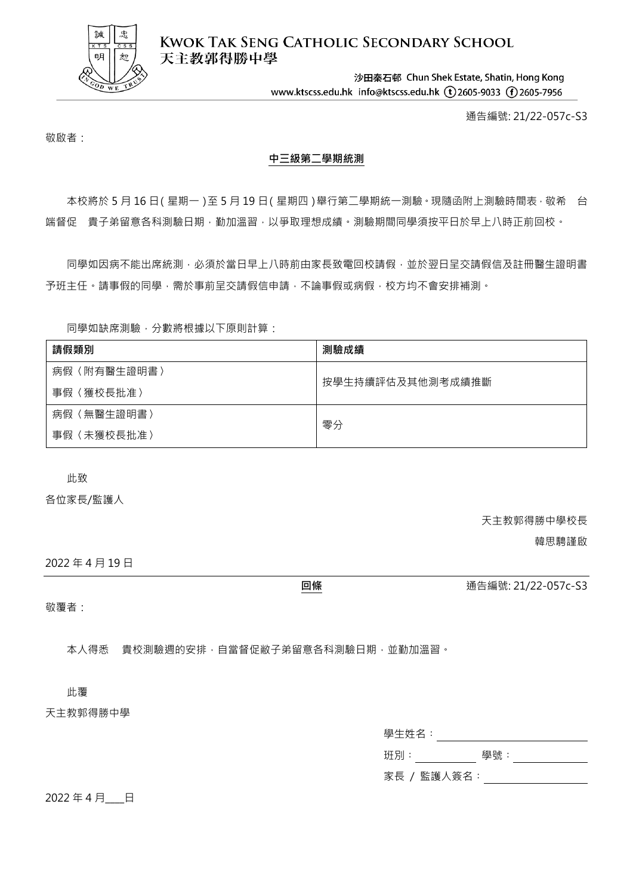**KWOK TAK SENG CATHOLIC SECONDARY SCHOOL**
**天主教郭得勝中學**

沙田秦石邨 Chun Shek Estate, Shatin, Hong Kong
www.ktscss.edu.hk info@ktscss.edu.hk (t)2605-9033 (f)2605-7956

通告編號: 21/22-057c-S3

敬啟者：

**中三級第二學期統測**

本校將於 5 月 16 日(星期一)至 5 月 19 日(星期四)舉行第二學期統一測驗。現隨函附上測驗時間表，敬希 台端督促 貴子弟留意各科測驗日期，勤加溫習，以爭取理想成績。測驗期間同學須按平日於早上八時正前回校。

同學如因病不能出席統測，必須於當日早上八時前由家長致電回校請假，並於翌日呈交請假信及註冊醫生證明書予班主任。請事假的同學，需於事前呈交請假信申請，不論事假或病假，校方均不會安排補測。

同學如缺席測驗，分數將根據以下原則計算：

| **請假類別** | **測驗成績** |
| --- | --- |
| 病假〈附有醫生證明書〉<br>事假〈獲校長批准〉 | 按學生持續評估及其他測考成績推斷 |
| 病假〈無醫生證明書〉<br>事假〈未獲校長批准〉 | 零分 |

此致

各位家長/監護人

天主教郭得勝中學校長

韓思騁謹啟

2022 年 4 月 19 日

---

**回條** 通告編號: 21/22-057c-S3

敬覆者：

本人得悉 貴校測驗週的安排，自當督促敝子弟留意各科測驗日期，並勤加溫習。

此覆

天主教郭得勝中學

學生姓名：________________

班別：________ 學號：________

家長 / 監護人簽名：________________

2022 年 4 月___日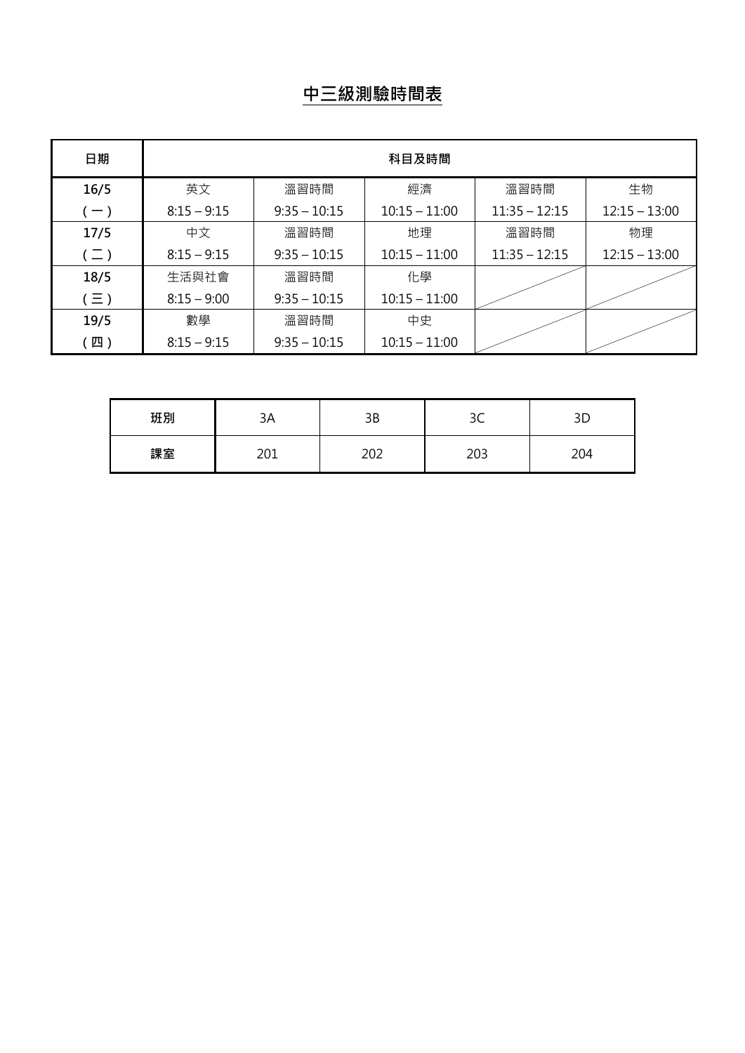# 中三級測驗時間表

| 日期 | 科目及時間 | | | | |
|---|---|---|---|---|---|
| 16/5<br>(一) | 英文<br>8:15 – 9:15 | 溫習時間<br>9:35 – 10:15 | 經濟<br>10:15 – 11:00 | 溫習時間<br>11:35 – 12:15 | 生物<br>12:15 – 13:00 |
| 17/5<br>(二) | 中文<br>8:15 – 9:15 | 溫習時間<br>9:35 – 10:15 | 地理<br>10:15 – 11:00 | 溫習時間<br>11:35 – 12:15 | 物理<br>12:15 – 13:00 |
| 18/5<br>(三) | 生活與社會<br>8:15 – 9:00 | 溫習時間<br>9:35 – 10:15 | 化學<br>10:15 – 11:00 | | |
| 19/5<br>(四) | 數學<br>8:15 – 9:15 | 溫習時間<br>9:35 – 10:15 | 中史<br>10:15 – 11:00 | | |

| 班別 | 3A | 3B | 3C | 3D |
|---|---|---|---|---|
| 課室 | 201 | 202 | 203 | 204 |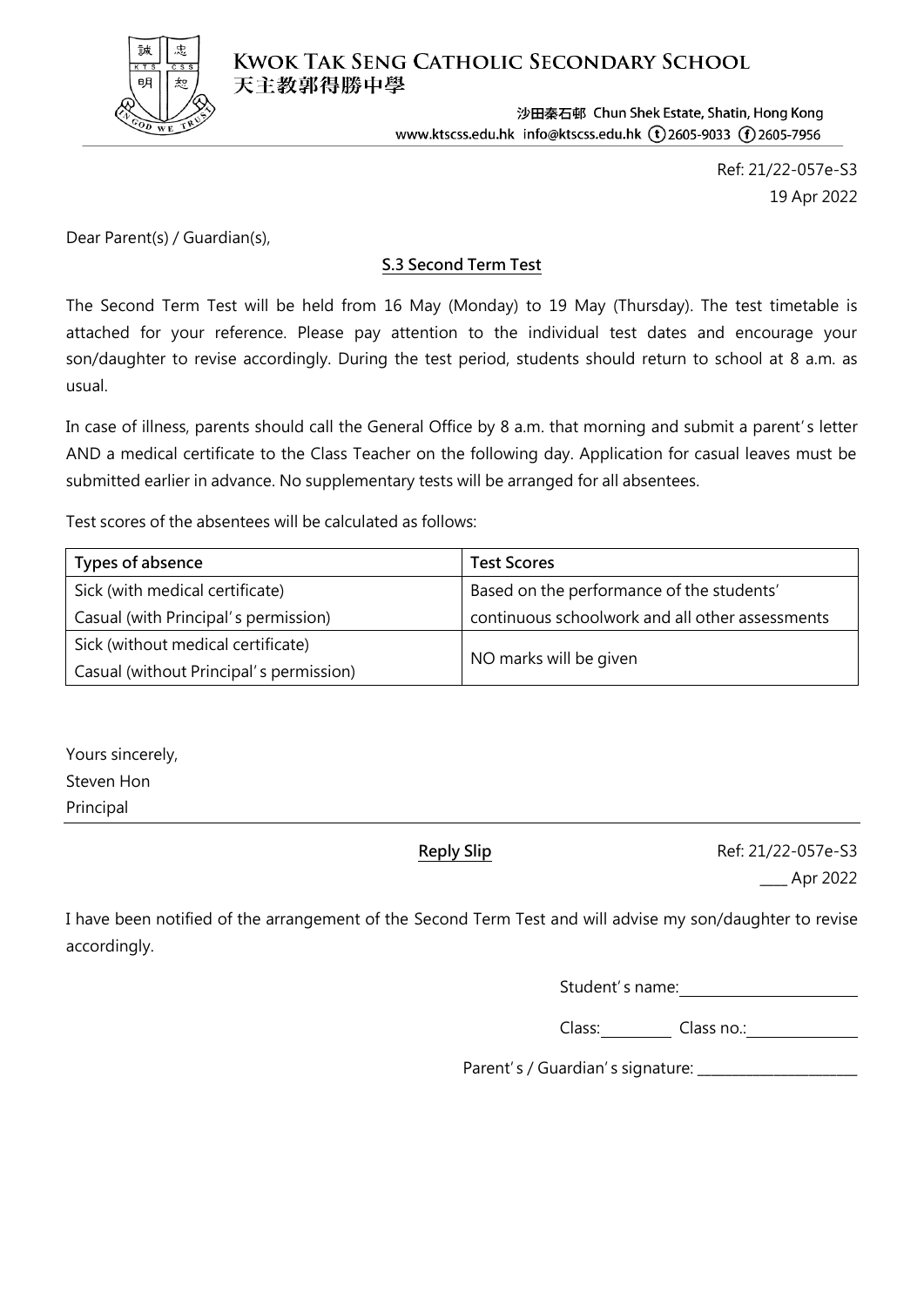**KWOK TAK SENG CATHOLIC SECONDARY SCHOOL**
天主教郭得勝中學

沙田秦石邨 Chun Shek Estate, Shatin, Hong Kong
www.ktscss.edu.hk info@ktscss.edu.hk (t) 2605-9033 (f) 2605-7956

Ref: 21/22-057e-S3
19 Apr 2022

Dear Parent(s) / Guardian(s),

**S.3 Second Term Test**

The Second Term Test will be held from 16 May (Monday) to 19 May (Thursday). The test timetable is attached for your reference. Please pay attention to the individual test dates and encourage your son/daughter to revise accordingly. During the test period, students should return to school at 8 a.m. as usual.

In case of illness, parents should call the General Office by 8 a.m. that morning and submit a parent's letter AND a medical certificate to the Class Teacher on the following day. Application for casual leaves must be submitted earlier in advance. No supplementary tests will be arranged for all absentees.

Test scores of the absentees will be calculated as follows:

| Types of absence | Test Scores |
|---|---|
| Sick (with medical certificate)<br>Casual (with Principal's permission) | Based on the performance of the students' continuous schoolwork and all other assessments |
| Sick (without medical certificate)<br>Casual (without Principal's permission) | NO marks will be given |

Yours sincerely,
Steven Hon
Principal

---

**Reply Slip**

Ref: 21/22-057e-S3
\_\_\_\_ Apr 2022

I have been notified of the arrangement of the Second Term Test and will advise my son/daughter to revise accordingly.

Student's name: \_\_\_\_\_\_\_\_\_\_\_\_\_\_\_\_\_\_\_\_

Class: \_\_\_\_\_\_\_\_ Class no.: \_\_\_\_\_\_\_\_\_\_

Parent's / Guardian's signature: \_\_\_\_\_\_\_\_\_\_\_\_\_\_\_\_\_\_\_\_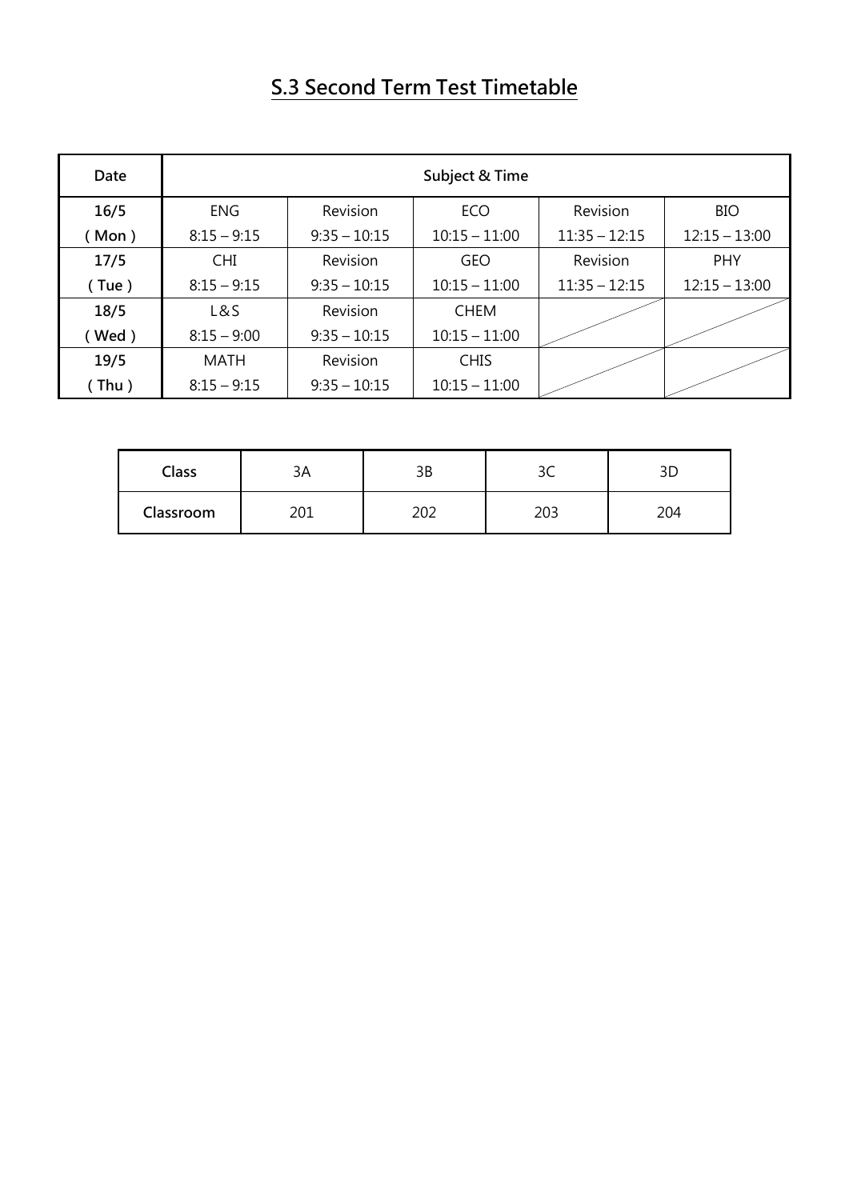# S.3 Second Term Test Timetable

| Date | Subject & Time | | | | |
|---|---|---|---|---|---|
| 16/5 ( Mon ) | ENG 8:15 – 9:15 | Revision 9:35 – 10:15 | ECO 10:15 – 11:00 | Revision 11:35 – 12:15 | BIO 12:15 – 13:00 |
| 17/5 ( Tue ) | CHI 8:15 – 9:15 | Revision 9:35 – 10:15 | GEO 10:15 – 11:00 | Revision 11:35 – 12:15 | PHY 12:15 – 13:00 |
| 18/5 ( Wed ) | L&S 8:15 – 9:00 | Revision 9:35 – 10:15 | CHEM 10:15 – 11:00 | | |
| 19/5 ( Thu ) | MATH 8:15 – 9:15 | Revision 9:35 – 10:15 | CHIS 10:15 – 11:00 | | |

| Class | 3A | 3B | 3C | 3D |
|---|---|---|---|---|
| Classroom | 201 | 202 | 203 | 204 |